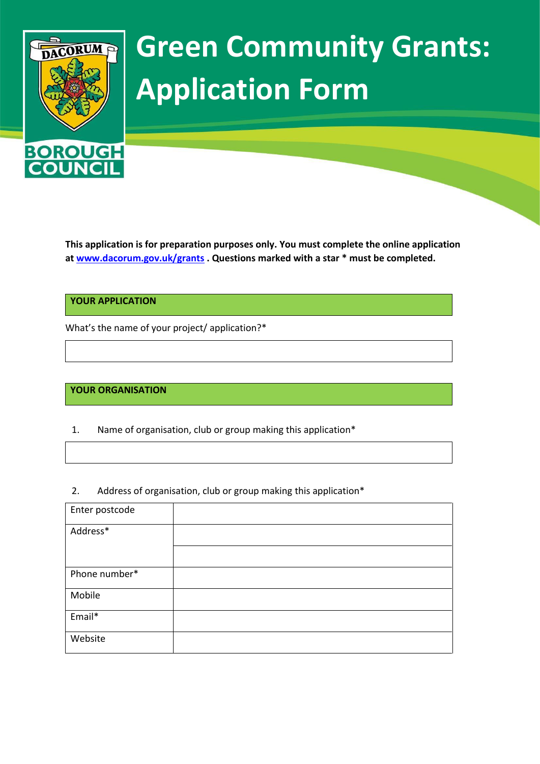# Green Community Grants: Application Form

**This application is for preparation purposes only. You must complete the online application at [www.dacorum.gov.uk/grants](http://www.dacorum.gov.uk/grants) . Questions marked with a star * must be completed.**

## YOUR APPLICATION

What's the name of your project/ application?*

| |
|---|
| |

## YOUR ORGANISATION

1. Name of organisation, club or group making this application*

| |
|---|
| |

2. Address of organisation, club or group making this application*

| | |
|---|---|
| Enter postcode | |
| Address* | |
| | |
| Phone number* | |
| Mobile | |
| Email* | |
| Website | |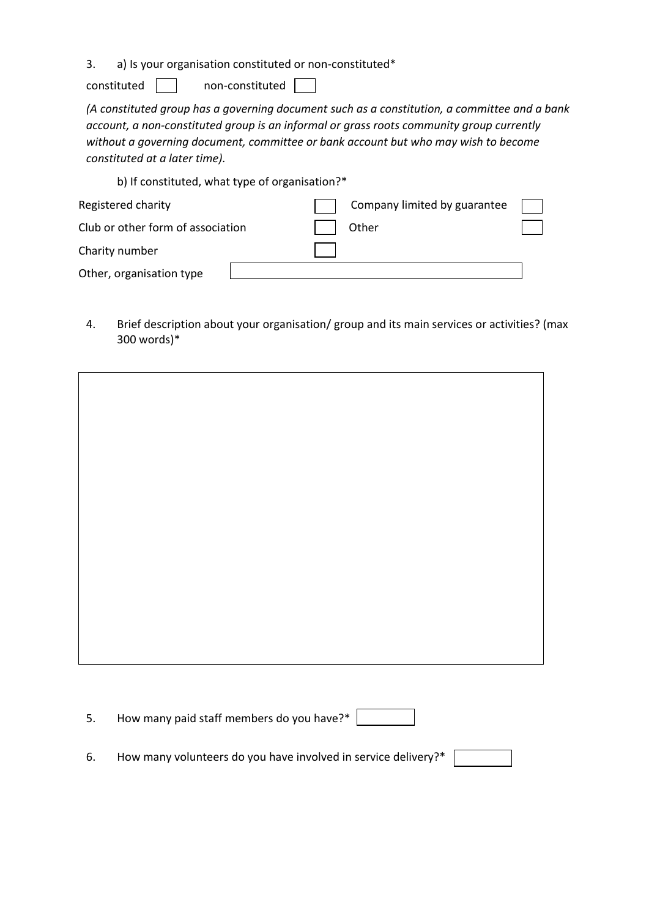3. a) Is your organisation constituted or non-constituted*

constituted ☐ non-constituted ☐

*(A constituted group has a governing document such as a constitution, a committee and a bank account, a non-constituted group is an informal or grass roots community group currently without a governing document, committee or bank account but who may wish to become constituted at a later time).*

b) If constituted, what type of organisation?*

| | | | |
|---|---|---|---|
| Registered charity | ☐ | Company limited by guarantee | ☐ |
| Club or other form of association | ☐ | Other | ☐ |
| Charity number | ☐ | | |
| Other, organisation type | | | |

4. Brief description about your organisation/ group and its main services or activities? (max 300 words)*

5. How many paid staff members do you have?* ☐

6. How many volunteers do you have involved in service delivery?* ☐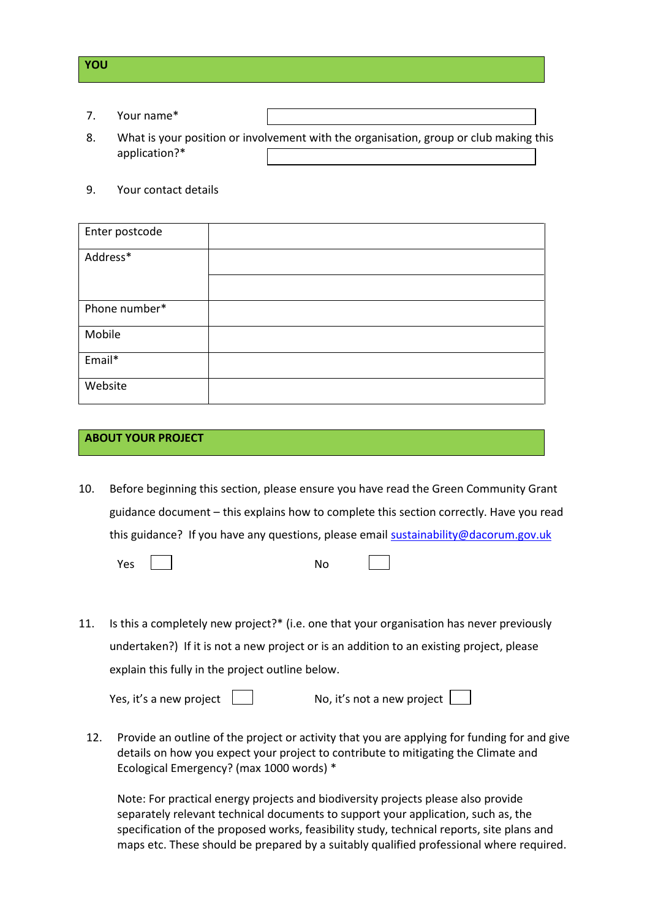## YOU

7. Your name*

8. What is your position or involvement with the organisation, group or club making this application?*

9. Your contact details

| Enter postcode | |
|---|---|
| Address* | |
| | |
| Phone number* | |
| Mobile | |
| Email* | |
| Website | |

## ABOUT YOUR PROJECT

10. Before beginning this section, please ensure you have read the Green Community Grant guidance document – this explains how to complete this section correctly. Have you read this guidance? If you have any questions, please email [sustainability@dacorum.gov.uk](mailto:sustainability@dacorum.gov.uk)

    Yes ☐ No ☐

11. Is this a completely new project?* (i.e. one that your organisation has never previously undertaken?) If it is not a new project or is an addition to an existing project, please explain this fully in the project outline below.

    Yes, it's a new project ☐ No, it's not a new project ☐

12. Provide an outline of the project or activity that you are applying for funding for and give details on how you expect your project to contribute to mitigating the Climate and Ecological Emergency? (max 1000 words) *

    Note: For practical energy projects and biodiversity projects please also provide separately relevant technical documents to support your application, such as, the specification of the proposed works, feasibility study, technical reports, site plans and maps etc. These should be prepared by a suitably qualified professional where required.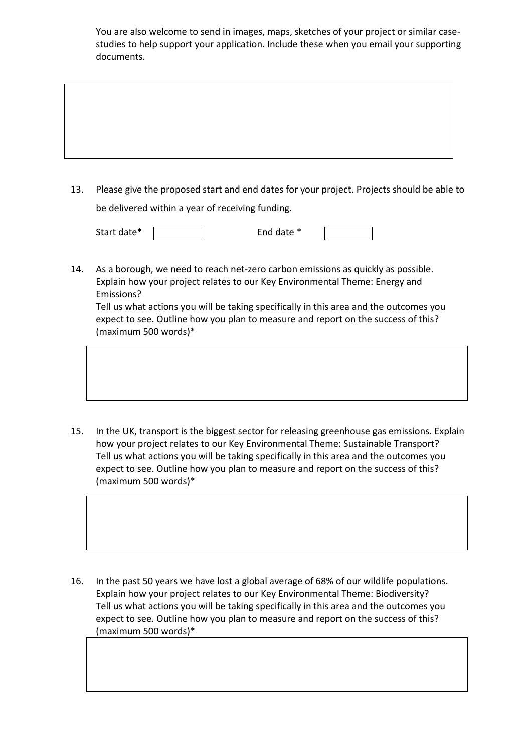You are also welcome to send in images, maps, sketches of your project or similar case-studies to help support your application. Include these when you email your supporting documents.

13. Please give the proposed start and end dates for your project. Projects should be able to be delivered within a year of receiving funding.

    Start date*  End date *

14. As a borough, we need to reach net-zero carbon emissions as quickly as possible. Explain how your project relates to our Key Environmental Theme: Energy and Emissions?
    Tell us what actions you will be taking specifically in this area and the outcomes you expect to see. Outline how you plan to measure and report on the success of this? (maximum 500 words)*

15. In the UK, transport is the biggest sector for releasing greenhouse gas emissions. Explain how your project relates to our Key Environmental Theme: Sustainable Transport?
    Tell us what actions you will be taking specifically in this area and the outcomes you expect to see. Outline how you plan to measure and report on the success of this? (maximum 500 words)*

16. In the past 50 years we have lost a global average of 68% of our wildlife populations. Explain how your project relates to our Key Environmental Theme: Biodiversity?
    Tell us what actions you will be taking specifically in this area and the outcomes you expect to see. Outline how you plan to measure and report on the success of this? (maximum 500 words)*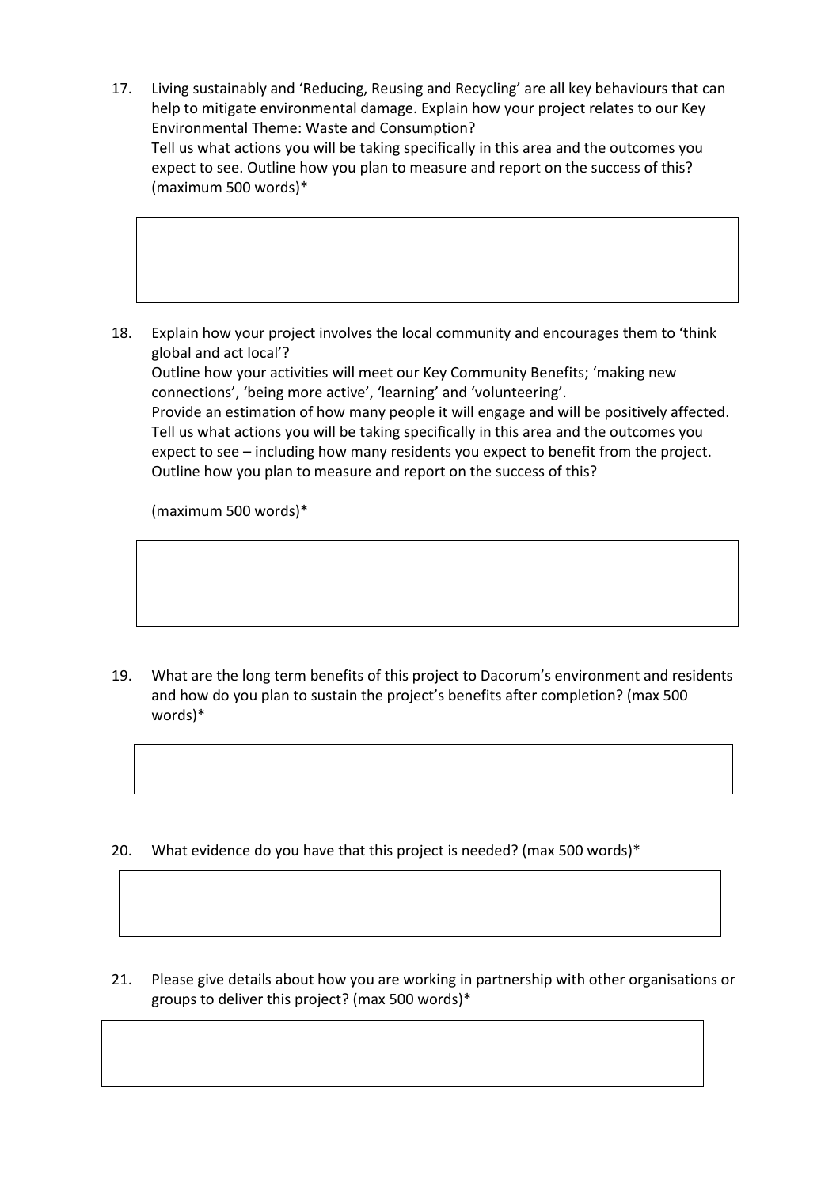17. Living sustainably and 'Reducing, Reusing and Recycling' are all key behaviours that can help to mitigate environmental damage. Explain how your project relates to our Key Environmental Theme: Waste and Consumption?
    Tell us what actions you will be taking specifically in this area and the outcomes you expect to see. Outline how you plan to measure and report on the success of this? (maximum 500 words)*

18. Explain how your project involves the local community and encourages them to 'think global and act local'?
    Outline how your activities will meet our Key Community Benefits; 'making new connections', 'being more active', 'learning' and 'volunteering'.
    Provide an estimation of how many people it will engage and will be positively affected. Tell us what actions you will be taking specifically in this area and the outcomes you expect to see – including how many residents you expect to benefit from the project. Outline how you plan to measure and report on the success of this?

    (maximum 500 words)*

19. What are the long term benefits of this project to Dacorum's environment and residents and how do you plan to sustain the project's benefits after completion? (max 500 words)*

20. What evidence do you have that this project is needed? (max 500 words)*

21. Please give details about how you are working in partnership with other organisations or groups to deliver this project? (max 500 words)*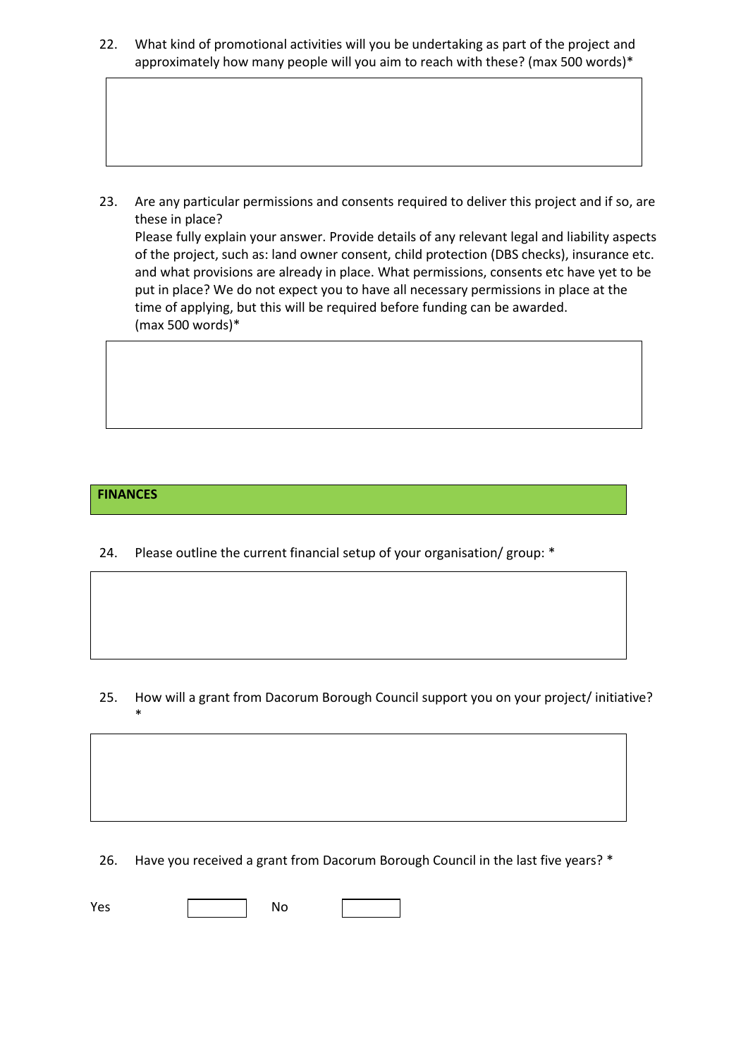22. What kind of promotional activities will you be undertaking as part of the project and approximately how many people will you aim to reach with these? (max 500 words)*

23. Are any particular permissions and consents required to deliver this project and if so, are these in place?
    Please fully explain your answer. Provide details of any relevant legal and liability aspects of the project, such as: land owner consent, child protection (DBS checks), insurance etc. and what provisions are already in place. What permissions, consents etc have yet to be put in place? We do not expect you to have all necessary permissions in place at the time of applying, but this will be required before funding can be awarded.
    (max 500 words)*

## FINANCES

24. Please outline the current financial setup of your organisation/ group: *

25. How will a grant from Dacorum Borough Council support you on your project/ initiative? *

26. Have you received a grant from Dacorum Borough Council in the last five years? *

Yes ☐ No ☐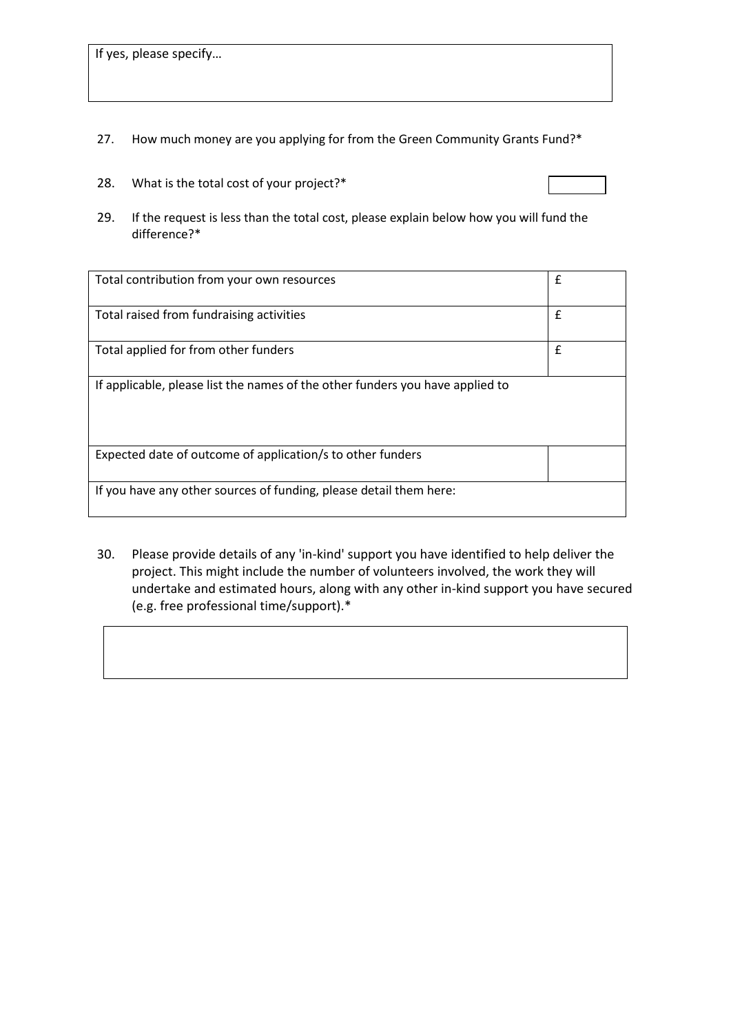| If yes, please specify… |
| --- |

27. How much money are you applying for from the Green Community Grants Fund?*

28. What is the total cost of your project?*

29. If the request is less than the total cost, please explain below how you will fund the difference?*

| Total contribution from your own resources | £ |
| --- | --- |
| Total raised from fundraising activities | £ |
| Total applied for from other funders | £ |
| If applicable, please list the names of the other funders you have applied to | |
| Expected date of outcome of application/s to other funders | |
| If you have any other sources of funding, please detail them here: | |

30. Please provide details of any 'in-kind' support you have identified to help deliver the project. This might include the number of volunteers involved, the work they will undertake and estimated hours, along with any other in-kind support you have secured (e.g. free professional time/support).*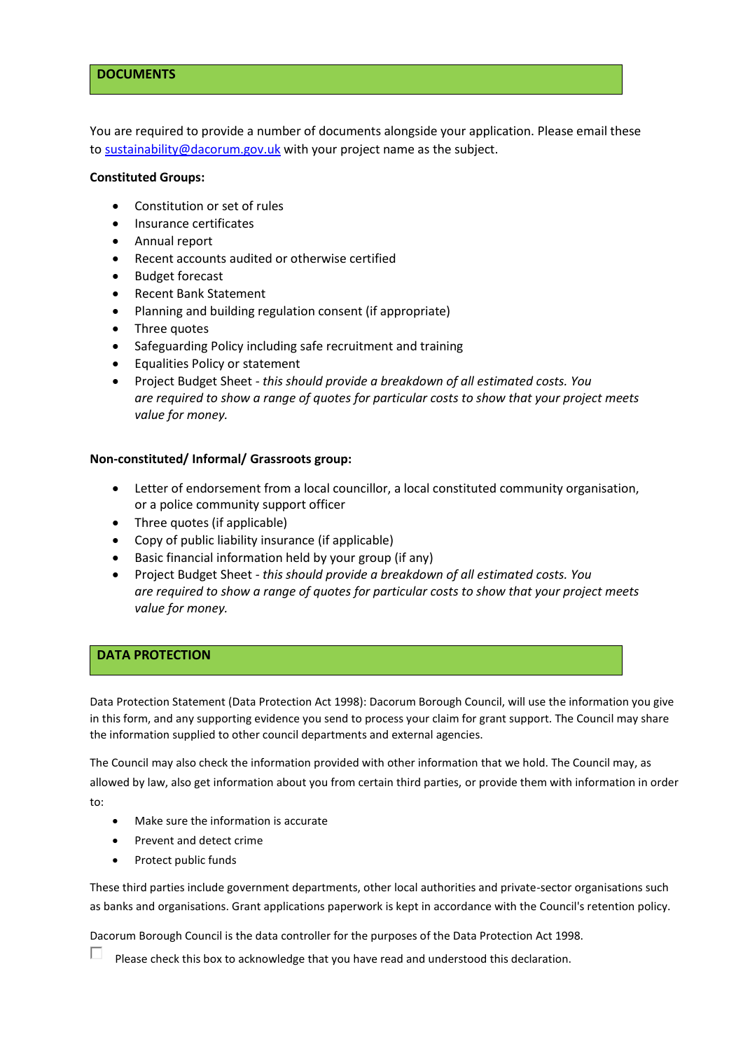## DOCUMENTS

You are required to provide a number of documents alongside your application. Please email these to sustainability@dacorum.gov.uk with your project name as the subject.

**Constituted Groups:**

- Constitution or set of rules
- Insurance certificates
- Annual report
- Recent accounts audited or otherwise certified
- Budget forecast
- Recent Bank Statement
- Planning and building regulation consent (if appropriate)
- Three quotes
- Safeguarding Policy including safe recruitment and training
- Equalities Policy or statement
- Project Budget Sheet - *this should provide a breakdown of all estimated costs. You are required to show a range of quotes for particular costs to show that your project meets value for money.*

**Non-constituted/ Informal/ Grassroots group:**

- Letter of endorsement from a local councillor, a local constituted community organisation, or a police community support officer
- Three quotes (if applicable)
- Copy of public liability insurance (if applicable)
- Basic financial information held by your group (if any)
- Project Budget Sheet - *this should provide a breakdown of all estimated costs. You are required to show a range of quotes for particular costs to show that your project meets value for money.*

## DATA PROTECTION

Data Protection Statement (Data Protection Act 1998): Dacorum Borough Council, will use the information you give in this form, and any supporting evidence you send to process your claim for grant support. The Council may share the information supplied to other council departments and external agencies.

The Council may also check the information provided with other information that we hold. The Council may, as allowed by law, also get information about you from certain third parties, or provide them with information in order to:

- Make sure the information is accurate
- Prevent and detect crime
- Protect public funds

These third parties include government departments, other local authorities and private-sector organisations such as banks and organisations. Grant applications paperwork is kept in accordance with the Council's retention policy.

Dacorum Borough Council is the data controller for the purposes of the Data Protection Act 1998.

☐ Please check this box to acknowledge that you have read and understood this declaration.